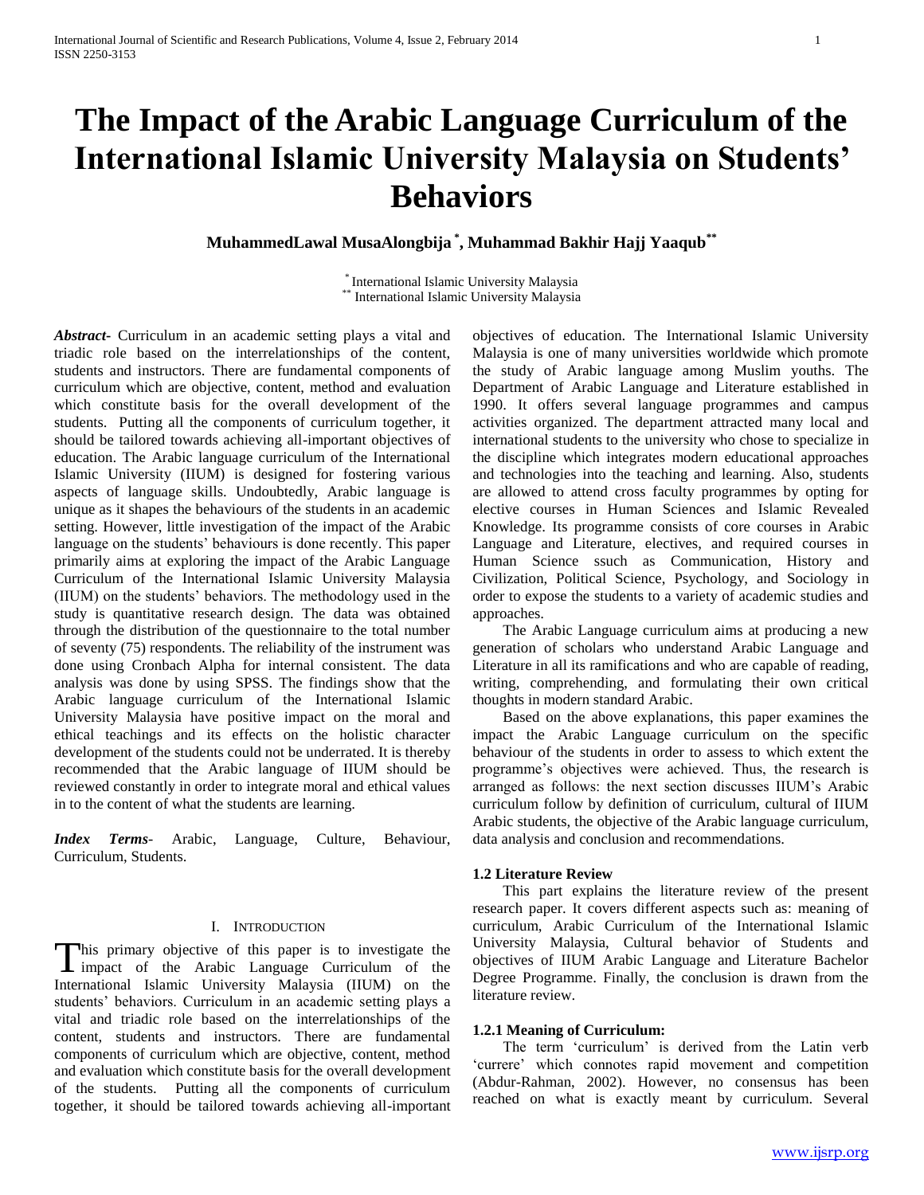# The Impact of the Arabic Language Curriculum of the International Islamic University Malaysia on Students' Behaviors

**MuhammedLawal MusaAlongbija [*], Muhammad Bakhir Hajj Yaaqub [**]**

[*] International Islamic University Malaysia
[**] International Islamic University Malaysia

***Abstract-*** Curriculum in an academic setting plays a vital and triadic role based on the interrelationships of the content, students and instructors. There are fundamental components of curriculum which are objective, content, method and evaluation which constitute basis for the overall development of the students. Putting all the components of curriculum together, it should be tailored towards achieving all-important objectives of education. The Arabic language curriculum of the International Islamic University (IIUM) is designed for fostering various aspects of language skills. Undoubtedly, Arabic language is unique as it shapes the behaviours of the students in an academic setting. However, little investigation of the impact of the Arabic language on the students' behaviours is done recently. This paper primarily aims at exploring the impact of the Arabic Language Curriculum of the International Islamic University Malaysia (IIUM) on the students' behaviors. The methodology used in the study is quantitative research design. The data was obtained through the distribution of the questionnaire to the total number of seventy (75) respondents. The reliability of the instrument was done using Cronbach Alpha for internal consistent. The data analysis was done by using SPSS. The findings show that the Arabic language curriculum of the International Islamic University Malaysia have positive impact on the moral and ethical teachings and its effects on the holistic character development of the students could not be underrated. It is thereby recommended that the Arabic language of IIUM should be reviewed constantly in order to integrate moral and ethical values in to the content of what the students are learning.

***Index Terms*****-** Arabic, Language, Culture, Behaviour, Curriculum, Students.

## I. Introduction

This primary objective of this paper is to investigate the impact of the Arabic Language Curriculum of the International Islamic University Malaysia (IIUM) on the students' behaviors. Curriculum in an academic setting plays a vital and triadic role based on the interrelationships of the content, students and instructors. There are fundamental components of curriculum which are objective, content, method and evaluation which constitute basis for the overall development of the students. Putting all the components of curriculum together, it should be tailored towards achieving all-important objectives of education. The International Islamic University Malaysia is one of many universities worldwide which promote the study of Arabic language among Muslim youths. The Department of Arabic Language and Literature established in 1990. It offers several language programmes and campus activities organized. The department attracted many local and international students to the university who chose to specialize in the discipline which integrates modern educational approaches and technologies into the teaching and learning. Also, students are allowed to attend cross faculty programmes by opting for elective courses in Human Sciences and Islamic Revealed Knowledge. Its programme consists of core courses in Arabic Language and Literature, electives, and required courses in Human Science ssuch as Communication, History and Civilization, Political Science, Psychology, and Sociology in order to expose the students to a variety of academic studies and approaches.

The Arabic Language curriculum aims at producing a new generation of scholars who understand Arabic Language and Literature in all its ramifications and who are capable of reading, writing, comprehending, and formulating their own critical thoughts in modern standard Arabic.

Based on the above explanations, this paper examines the impact the Arabic Language curriculum on the specific behaviour of the students in order to assess to which extent the programme's objectives were achieved. Thus, the research is arranged as follows: the next section discusses IIUM's Arabic curriculum follow by definition of curriculum, cultural of IIUM Arabic students, the objective of the Arabic language curriculum, data analysis and conclusion and recommendations.

### 1.2 Literature Review

This part explains the literature review of the present research paper. It covers different aspects such as: meaning of curriculum, Arabic Curriculum of the International Islamic University Malaysia, Cultural behavior of Students and objectives of IIUM Arabic Language and Literature Bachelor Degree Programme. Finally, the conclusion is drawn from the literature review.

### 1.2.1 Meaning of Curriculum:

The term 'curriculum' is derived from the Latin verb 'currere' which connotes rapid movement and competition (Abdur-Rahman, 2002). However, no consensus has been reached on what is exactly meant by curriculum. Several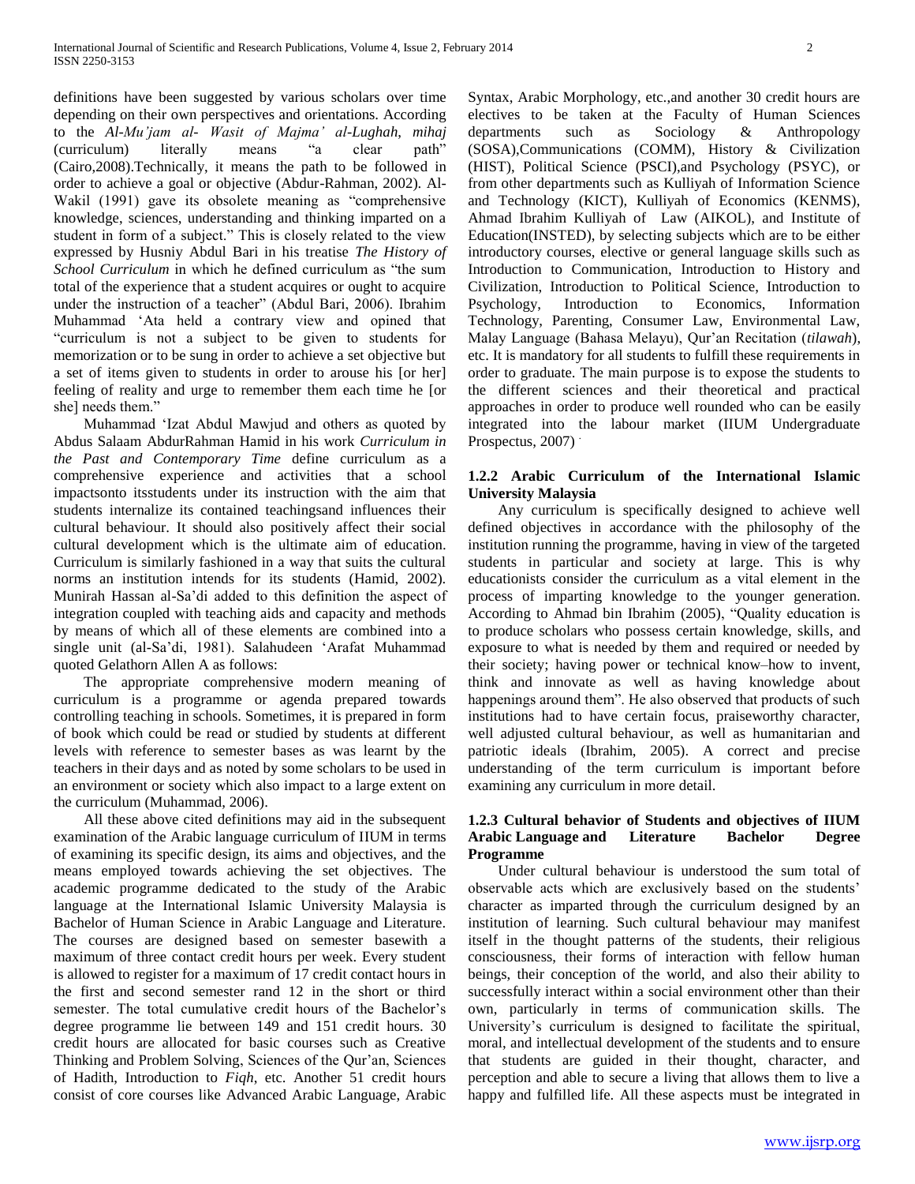definitions have been suggested by various scholars over time depending on their own perspectives and orientations. According to the *Al-Mu'jam al- Wasit of Majma' al-Lughah*, *mihaj* (curriculum) literally means "a clear path" (Cairo,2008).Technically, it means the path to be followed in order to achieve a goal or objective (Abdur-Rahman, 2002). Al-Wakil (1991) gave its obsolete meaning as "comprehensive knowledge, sciences, understanding and thinking imparted on a student in form of a subject." This is closely related to the view expressed by Husniy Abdul Bari in his treatise *The History of School Curriculum* in which he defined curriculum as "the sum total of the experience that a student acquires or ought to acquire under the instruction of a teacher" (Abdul Bari, 2006). Ibrahim Muhammad 'Ata held a contrary view and opined that "curriculum is not a subject to be given to students for memorization or to be sung in order to achieve a set objective but a set of items given to students in order to arouse his [or her] feeling of reality and urge to remember them each time he [or she] needs them."

Muhammad 'Izat Abdul Mawjud and others as quoted by Abdus Salaam AbdurRahman Hamid in his work *Curriculum in the Past and Contemporary Time* define curriculum as a comprehensive experience and activities that a school impactsonto itsstudents under its instruction with the aim that students internalize its contained teachingsand influences their cultural behaviour. It should also positively affect their social cultural development which is the ultimate aim of education. Curriculum is similarly fashioned in a way that suits the cultural norms an institution intends for its students (Hamid, 2002). Munirah Hassan al-Sa'di added to this definition the aspect of integration coupled with teaching aids and capacity and methods by means of which all of these elements are combined into a single unit (al-Sa'di, 1981). Salahudeen 'Arafat Muhammad quoted Gelathorn Allen A as follows:

The appropriate comprehensive modern meaning of curriculum is a programme or agenda prepared towards controlling teaching in schools. Sometimes, it is prepared in form of book which could be read or studied by students at different levels with reference to semester bases as was learnt by the teachers in their days and as noted by some scholars to be used in an environment or society which also impact to a large extent on the curriculum (Muhammad, 2006).

All these above cited definitions may aid in the subsequent examination of the Arabic language curriculum of IIUM in terms of examining its specific design, its aims and objectives, and the means employed towards achieving the set objectives. The academic programme dedicated to the study of the Arabic language at the International Islamic University Malaysia is Bachelor of Human Science in Arabic Language and Literature. The courses are designed based on semester basewith a maximum of three contact credit hours per week. Every student is allowed to register for a maximum of 17 credit contact hours in the first and second semester rand 12 in the short or third semester. The total cumulative credit hours of the Bachelor's degree programme lie between 149 and 151 credit hours. 30 credit hours are allocated for basic courses such as Creative Thinking and Problem Solving, Sciences of the Qur'an, Sciences of Hadith, Introduction to *Fiqh*, etc. Another 51 credit hours consist of core courses like Advanced Arabic Language, Arabic Syntax, Arabic Morphology, etc.,and another 30 credit hours are electives to be taken at the Faculty of Human Sciences departments such as Sociology & Anthropology (SOSA),Communications (COMM), History & Civilization (HIST), Political Science (PSCI),and Psychology (PSYC), or from other departments such as Kulliyah of Information Science and Technology (KICT), Kulliyah of Economics (KENMS), Ahmad Ibrahim Kulliyah of Law (AIKOL), and Institute of Education(INSTED), by selecting subjects which are to be either introductory courses, elective or general language skills such as Introduction to Communication, Introduction to History and Civilization, Introduction to Political Science, Introduction to Psychology, Introduction to Economics, Information Technology, Parenting, Consumer Law, Environmental Law, Malay Language (Bahasa Melayu), Qur'an Recitation (*tilawah*), etc. It is mandatory for all students to fulfill these requirements in order to graduate. The main purpose is to expose the students to the different sciences and their theoretical and practical approaches in order to produce well rounded who can be easily integrated into the labour market (IIUM Undergraduate Prospectus, 2007) .

### 1.2.2 Arabic Curriculum of the International Islamic University Malaysia

Any curriculum is specifically designed to achieve well defined objectives in accordance with the philosophy of the institution running the programme, having in view of the targeted students in particular and society at large. This is why educationists consider the curriculum as a vital element in the process of imparting knowledge to the younger generation. According to Ahmad bin Ibrahim (2005), "Quality education is to produce scholars who possess certain knowledge, skills, and exposure to what is needed by them and required or needed by their society; having power or technical know–how to invent, think and innovate as well as having knowledge about happenings around them". He also observed that products of such institutions had to have certain focus, praiseworthy character, well adjusted cultural behaviour, as well as humanitarian and patriotic ideals (Ibrahim, 2005). A correct and precise understanding of the term curriculum is important before examining any curriculum in more detail.

### 1.2.3 Cultural behavior of Students and objectives of IIUM Arabic Language and Literature Bachelor Degree Programme

Under cultural behaviour is understood the sum total of observable acts which are exclusively based on the students' character as imparted through the curriculum designed by an institution of learning. Such cultural behaviour may manifest itself in the thought patterns of the students, their religious consciousness, their forms of interaction with fellow human beings, their conception of the world, and also their ability to successfully interact within a social environment other than their own, particularly in terms of communication skills. The University's curriculum is designed to facilitate the spiritual, moral, and intellectual development of the students and to ensure that students are guided in their thought, character, and perception and able to secure a living that allows them to live a happy and fulfilled life. All these aspects must be integrated in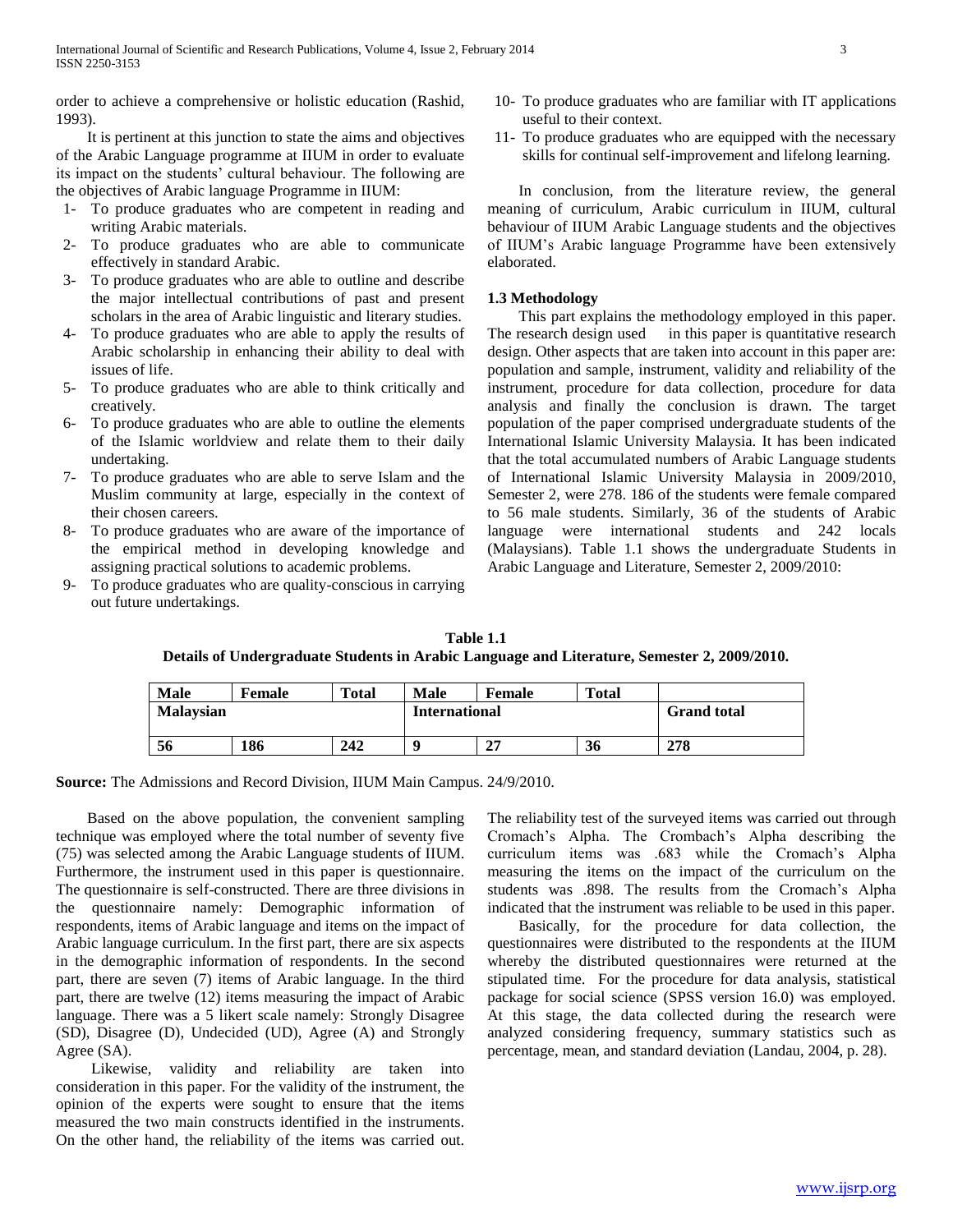order to achieve a comprehensive or holistic education (Rashid, 1993).

It is pertinent at this junction to state the aims and objectives of the Arabic Language programme at IIUM in order to evaluate its impact on the students' cultural behaviour. The following are the objectives of Arabic language Programme in IIUM:

1- To produce graduates who are competent in reading and writing Arabic materials.
2- To produce graduates who are able to communicate effectively in standard Arabic.
3- To produce graduates who are able to outline and describe the major intellectual contributions of past and present scholars in the area of Arabic linguistic and literary studies.
4- To produce graduates who are able to apply the results of Arabic scholarship in enhancing their ability to deal with issues of life.
5- To produce graduates who are able to think critically and creatively.
6- To produce graduates who are able to outline the elements of the Islamic worldview and relate them to their daily undertaking.
7- To produce graduates who are able to serve Islam and the Muslim community at large, especially in the context of their chosen careers.
8- To produce graduates who are aware of the importance of the empirical method in developing knowledge and assigning practical solutions to academic problems.
9- To produce graduates who are quality-conscious in carrying out future undertakings.
10- To produce graduates who are familiar with IT applications useful to their context.
11- To produce graduates who are equipped with the necessary skills for continual self-improvement and lifelong learning.

In conclusion, from the literature review, the general meaning of curriculum, Arabic curriculum in IIUM, cultural behaviour of IIUM Arabic Language students and the objectives of IIUM's Arabic language Programme have been extensively elaborated.

### 1.3 Methodology

This part explains the methodology employed in this paper. The research design used in this paper is quantitative research design. Other aspects that are taken into account in this paper are: population and sample, instrument, validity and reliability of the instrument, procedure for data collection, procedure for data analysis and finally the conclusion is drawn. The target population of the paper comprised undergraduate students of the International Islamic University Malaysia. It has been indicated that the total accumulated numbers of Arabic Language students of International Islamic University Malaysia in 2009/2010, Semester 2, were 278. 186 of the students were female compared to 56 male students. Similarly, 36 of the students of Arabic language were international students and 242 locals (Malaysians). Table 1.1 shows the undergraduate Students in Arabic Language and Literature, Semester 2, 2009/2010:

**Table 1.1**
**Details of Undergraduate Students in Arabic Language and Literature, Semester 2, 2009/2010.**

| **Male** | **Female** | **Total** | **Male** | **Female** | **Total** | |
|---|---|---|---|---|---|---|
| **Malaysian** | | | **International** | | | **Grand total** |
| **56** | **186** | **242** | **9** | **27** | **36** | **278** |

**Source:** The Admissions and Record Division, IIUM Main Campus. 24/9/2010.

Based on the above population, the convenient sampling technique was employed where the total number of seventy five (75) was selected among the Arabic Language students of IIUM. Furthermore, the instrument used in this paper is questionnaire. The questionnaire is self-constructed. There are three divisions in the questionnaire namely: Demographic information of respondents, items of Arabic language and items on the impact of Arabic language curriculum. In the first part, there are six aspects in the demographic information of respondents. In the second part, there are seven (7) items of Arabic language. In the third part, there are twelve (12) items measuring the impact of Arabic language. There was a 5 likert scale namely: Strongly Disagree (SD), Disagree (D), Undecided (UD), Agree (A) and Strongly Agree (SA).

Likewise, validity and reliability are taken into consideration in this paper. For the validity of the instrument, the opinion of the experts were sought to ensure that the items measured the two main constructs identified in the instruments. On the other hand, the reliability of the items was carried out. The reliability test of the surveyed items was carried out through Cromach's Alpha. The Crombach's Alpha describing the curriculum items was .683 while the Cromach's Alpha measuring the items on the impact of the curriculum on the students was .898. The results from the Cromach's Alpha indicated that the instrument was reliable to be used in this paper.

Basically, for the procedure for data collection, the questionnaires were distributed to the respondents at the IIUM whereby the distributed questionnaires were returned at the stipulated time. For the procedure for data analysis, statistical package for social science (SPSS version 16.0) was employed. At this stage, the data collected during the research were analyzed considering frequency, summary statistics such as percentage, mean, and standard deviation (Landau, 2004, p. 28).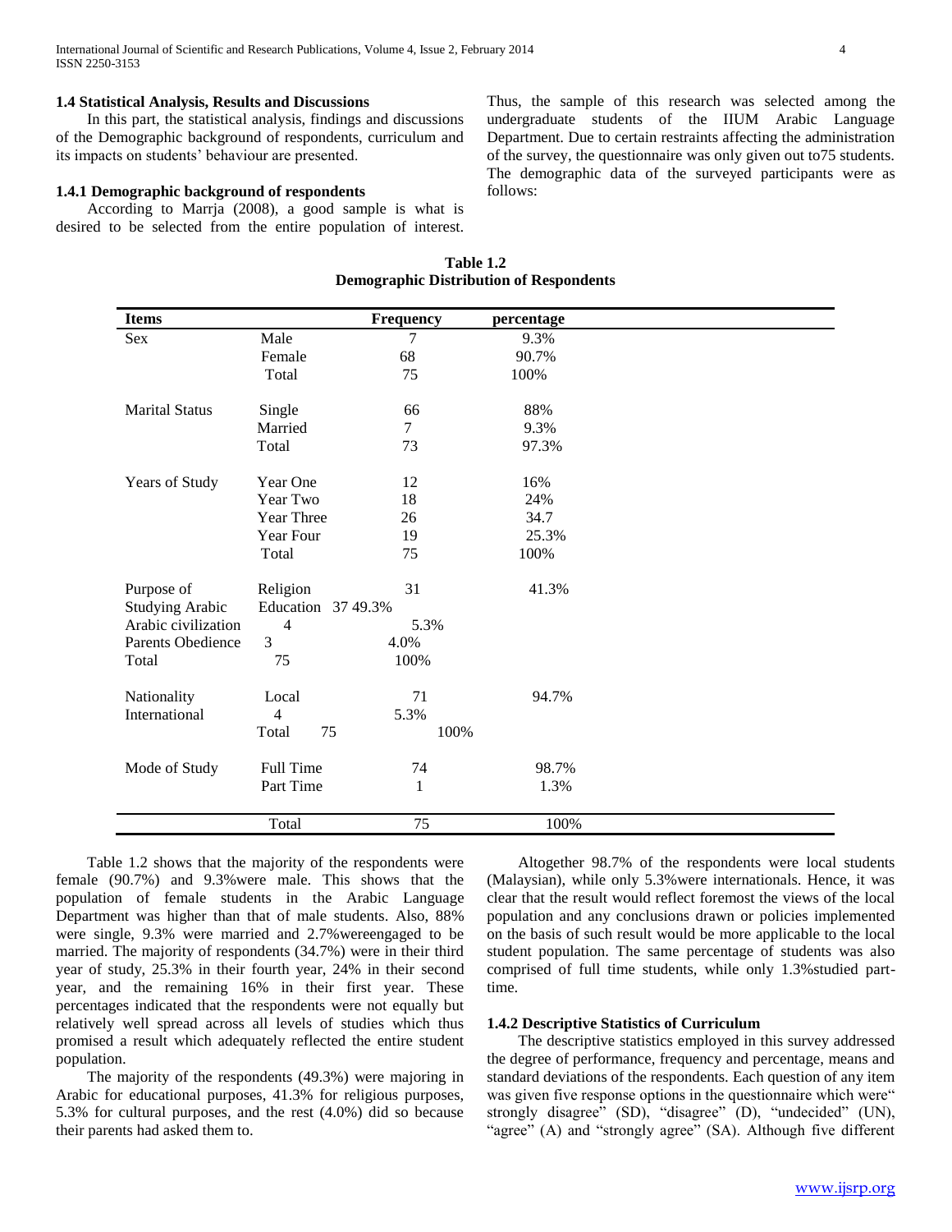### 1.4 Statistical Analysis, Results and Discussions

In this part, the statistical analysis, findings and discussions of the Demographic background of respondents, curriculum and its impacts on students' behaviour are presented.

### 1.4.1 Demographic background of respondents

According to Marrja (2008), a good sample is what is desired to be selected from the entire population of interest. Thus, the sample of this research was selected among the undergraduate students of the IIUM Arabic Language Department. Due to certain restraints affecting the administration of the survey, the questionnaire was only given out to75 students. The demographic data of the surveyed participants were as follows:

**Table 1.2**
**Demographic Distribution of Respondents**

| Items | | Frequency | percentage |
|---|---|---|---|
| Sex | Male | 7 | 9.3% |
| | Female | 68 | 90.7% |
| | Total | 75 | 100% |
| Marital Status | Single | 66 | 88% |
| | Married | 7 | 9.3% |
| | Total | 73 | 97.3% |
| Years of Study | Year One | 12 | 16% |
| | Year Two | 18 | 24% |
| | Year Three | 26 | 34.7 |
| | Year Four | 19 | 25.3% |
| | Total | 75 | 100% |
| Purpose of Studying Arabic | Religion | 31 | 41.3% |
| | Education | 37 | 49.3% |
| | Arabic civilization | 4 | 5.3% |
| | Parents Obedience | 3 | 4.0% |
| | Total | 75 | 100% |
| Nationality | Local | 71 | 94.7% |
| | International | 4 | 5.3% |
| | Total | 75 | 100% |
| Mode of Study | Full Time | 74 | 98.7% |
| | Part Time | 1 | 1.3% |
| | Total | 75 | 100% |

Table 1.2 shows that the majority of the respondents were female (90.7%) and 9.3%were male. This shows that the population of female students in the Arabic Language Department was higher than that of male students. Also, 88% were single, 9.3% were married and 2.7%wereengaged to be married. The majority of respondents (34.7%) were in their third year of study, 25.3% in their fourth year, 24% in their second year, and the remaining 16% in their first year. These percentages indicated that the respondents were not equally but relatively well spread across all levels of studies which thus promised a result which adequately reflected the entire student population.

The majority of the respondents (49.3%) were majoring in Arabic for educational purposes, 41.3% for religious purposes, 5.3% for cultural purposes, and the rest (4.0%) did so because their parents had asked them to.

Altogether 98.7% of the respondents were local students (Malaysian), while only 5.3%were internationals. Hence, it was clear that the result would reflect foremost the views of the local population and any conclusions drawn or policies implemented on the basis of such result would be more applicable to the local student population. The same percentage of students was also comprised of full time students, while only 1.3%studied part-time.

### 1.4.2 Descriptive Statistics of Curriculum

The descriptive statistics employed in this survey addressed the degree of performance, frequency and percentage, means and standard deviations of the respondents. Each question of any item was given five response options in the questionnaire which were" strongly disagree" (SD), "disagree" (D), "undecided" (UN), "agree" (A) and "strongly agree" (SA). Although five different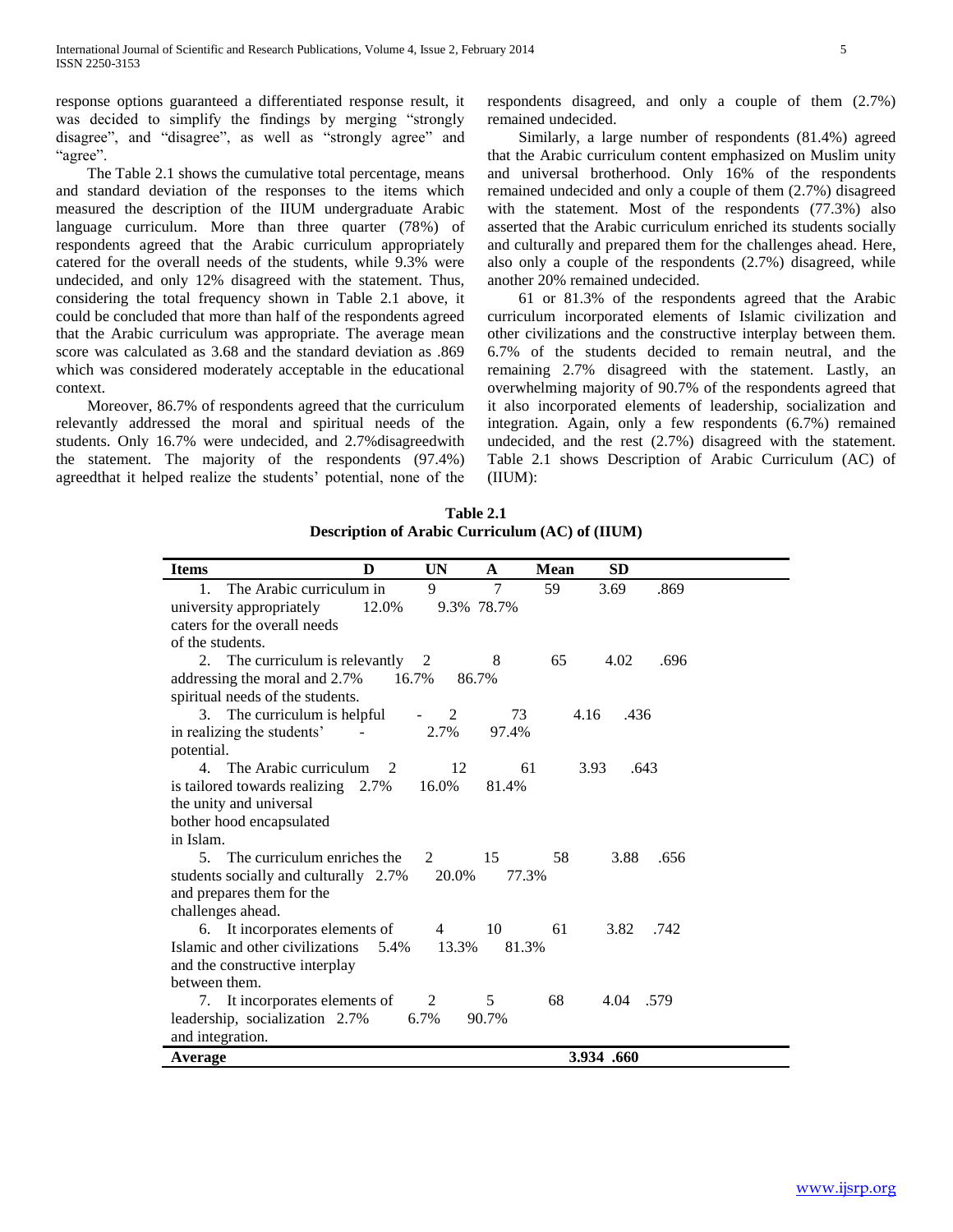response options guaranteed a differentiated response result, it was decided to simplify the findings by merging "strongly disagree", and "disagree", as well as "strongly agree" and "agree".

The Table 2.1 shows the cumulative total percentage, means and standard deviation of the responses to the items which measured the description of the IIUM undergraduate Arabic language curriculum. More than three quarter (78%) of respondents agreed that the Arabic curriculum appropriately catered for the overall needs of the students, while 9.3% were undecided, and only 12% disagreed with the statement. Thus, considering the total frequency shown in Table 2.1 above, it could be concluded that more than half of the respondents agreed that the Arabic curriculum was appropriate. The average mean score was calculated as 3.68 and the standard deviation as .869 which was considered moderately acceptable in the educational context.

Moreover, 86.7% of respondents agreed that the curriculum relevantly addressed the moral and spiritual needs of the students. Only 16.7% were undecided, and 2.7%disagreedwith the statement. The majority of the respondents (97.4%) agreedthat it helped realize the students' potential, none of the respondents disagreed, and only a couple of them (2.7%) remained undecided.

Similarly, a large number of respondents (81.4%) agreed that the Arabic curriculum content emphasized on Muslim unity and universal brotherhood. Only 16% of the respondents remained undecided and only a couple of them (2.7%) disagreed with the statement. Most of the respondents (77.3%) also asserted that the Arabic curriculum enriched its students socially and culturally and prepared them for the challenges ahead. Here, also only a couple of the respondents (2.7%) disagreed, while another 20% remained undecided.

61 or 81.3% of the respondents agreed that the Arabic curriculum incorporated elements of Islamic civilization and other civilizations and the constructive interplay between them. 6.7% of the students decided to remain neutral, and the remaining 2.7% disagreed with the statement. Lastly, an overwhelming majority of 90.7% of the respondents agreed that it also incorporated elements of leadership, socialization and integration. Again, only a few respondents (6.7%) remained undecided, and the rest (2.7%) disagreed with the statement. Table 2.1 shows Description of Arabic Curriculum (AC) of (IIUM):

**Table 2.1**
**Description of Arabic Curriculum (AC) of (IIUM)**

| Items | D | UN | A | Mean | SD |
|---|---|---|---|---|---|
| 1. The Arabic curriculum in university appropriately caters for the overall needs of the students. | 9<br>12.0% | 7<br>9.3% | 59<br>78.7% | 3.69 | .869 |
| 2. The curriculum is relevantly addressing the moral and spiritual needs of the students. | 2<br>2.7% | 8<br>16.7% | 65<br>86.7% | 4.02 | .696 |
| 3. The curriculum is helpful in realizing the students' potential. | -<br>- | 2<br>2.7% | 73<br>97.4% | 4.16 | .436 |
| 4. The Arabic curriculum is tailored towards realizing the unity and universal bother hood encapsulated in Islam. | 2<br>2.7% | 12<br>16.0% | 61<br>81.4% | 3.93 | .643 |
| 5. The curriculum enriches the students socially and culturally and prepares them for the challenges ahead. | 2<br>2.7% | 15<br>20.0% | 58<br>77.3% | 3.88 | .656 |
| 6. It incorporates elements of Islamic and other civilizations and the constructive interplay between them. | 4<br>5.4% | 10<br>13.3% | 61<br>81.3% | 3.82 | .742 |
| 7. It incorporates elements of leadership, socialization and integration. | 2<br>2.7% | 5<br>6.7% | 68<br>90.7% | 4.04 | .579 |
| **Average** | | | | **3.934** | **.660** |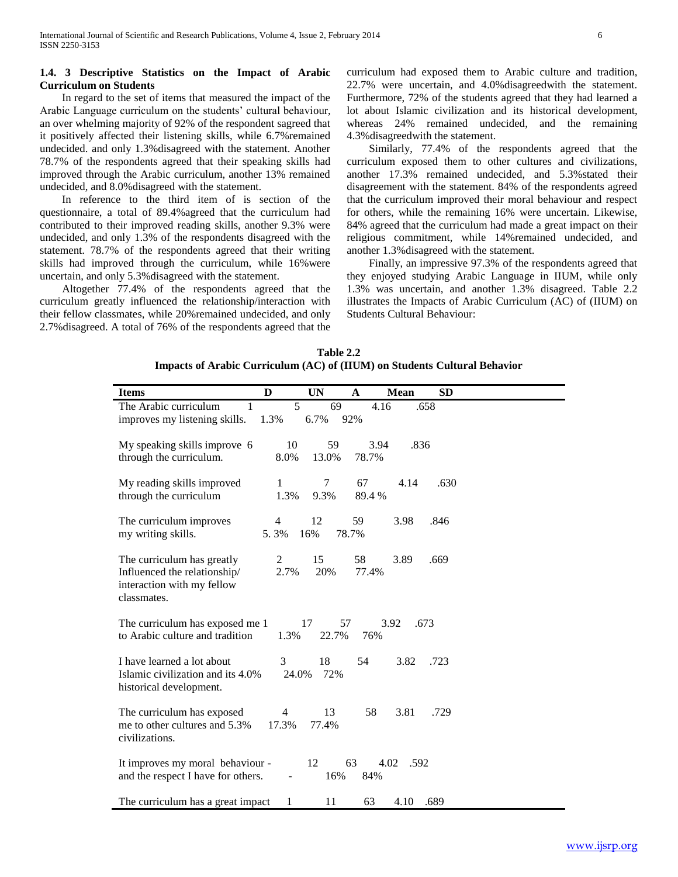### 1.4. 3 Descriptive Statistics on the Impact of Arabic Curriculum on Students

In regard to the set of items that measured the impact of the Arabic Language curriculum on the students' cultural behaviour, an over whelming majority of 92% of the respondent sagreed that it positively affected their listening skills, while 6.7%remained undecided. and only 1.3%disagreed with the statement. Another 78.7% of the respondents agreed that their speaking skills had improved through the Arabic curriculum, another 13% remained undecided, and 8.0%disagreed with the statement.

In reference to the third item of is section of the questionnaire, a total of 89.4%agreed that the curriculum had contributed to their improved reading skills, another 9.3% were undecided, and only 1.3% of the respondents disagreed with the statement. 78.7% of the respondents agreed that their writing skills had improved through the curriculum, while 16%were uncertain, and only 5.3%disagreed with the statement.

Altogether 77.4% of the respondents agreed that the curriculum greatly influenced the relationship/interaction with their fellow classmates, while 20%remained undecided, and only 2.7%disagreed. A total of 76% of the respondents agreed that the curriculum had exposed them to Arabic culture and tradition, 22.7% were uncertain, and 4.0%disagreedwith the statement. Furthermore, 72% of the students agreed that they had learned a lot about Islamic civilization and its historical development, whereas 24% remained undecided, and the remaining 4.3%disagreedwith the statement.

Similarly, 77.4% of the respondents agreed that the curriculum exposed them to other cultures and civilizations, another 17.3% remained undecided, and 5.3%stated their disagreement with the statement. 84% of the respondents agreed that the curriculum improved their moral behaviour and respect for others, while the remaining 16% were uncertain. Likewise, 84% agreed that the curriculum had made a great impact on their religious commitment, while 14%remained undecided, and another 1.3%disagreed with the statement.

Finally, an impressive 97.3% of the respondents agreed that they enjoyed studying Arabic Language in IIUM, while only 1.3% was uncertain, and another 1.3% disagreed. Table 2.2 illustrates the Impacts of Arabic Curriculum (AC) of (IIUM) on Students Cultural Behaviour:

**Table 2.2**
**Impacts of Arabic Curriculum (AC) of (IIUM) on Students Cultural Behavior**

| Items | D | UN | A | Mean | SD |
|---|---|---|---|---|---|
| The Arabic curriculum improves my listening skills. | 1<br>1.3% | 5<br>6.7% | 69<br>92% | 4.16 | .658 |
| My speaking skills improve through the curriculum. | 6<br>8.0% | 10<br>13.0% | 59<br>78.7% | 3.94 | .836 |
| My reading skills improved through the curriculum | 1<br>1.3% | 7<br>9.3% | 67<br>89.4 % | 4.14 | .630 |
| The curriculum improves my writing skills. | 4<br>5. 3% | 12<br>16% | 59<br>78.7% | 3.98 | .846 |
| The curriculum has greatly Influenced the relationship/ interaction with my fellow classmates. | 2<br>2.7% | 15<br>20% | 58<br>77.4% | 3.89 | .669 |
| The curriculum has exposed me to Arabic culture and tradition | 1<br>1.3% | 17<br>22.7% | 57<br>76% | 3.92 | .673 |
| I have learned a lot about Islamic civilization and its historical development. | 3<br>4.0% | 18<br>24.0% | 54<br>72% | 3.82 | .723 |
| The curriculum has exposed me to other cultures and civilizations. | 4<br>5.3% | 13<br>17.3% | 58<br>77.4% | 3.81 | .729 |
| It improves my moral behaviour and the respect I have for others. | -<br>- | 12<br>16% | 63<br>84% | 4.02 | .592 |
| The curriculum has a great impact | 1 | 11 | 63 | 4.10 | .689 |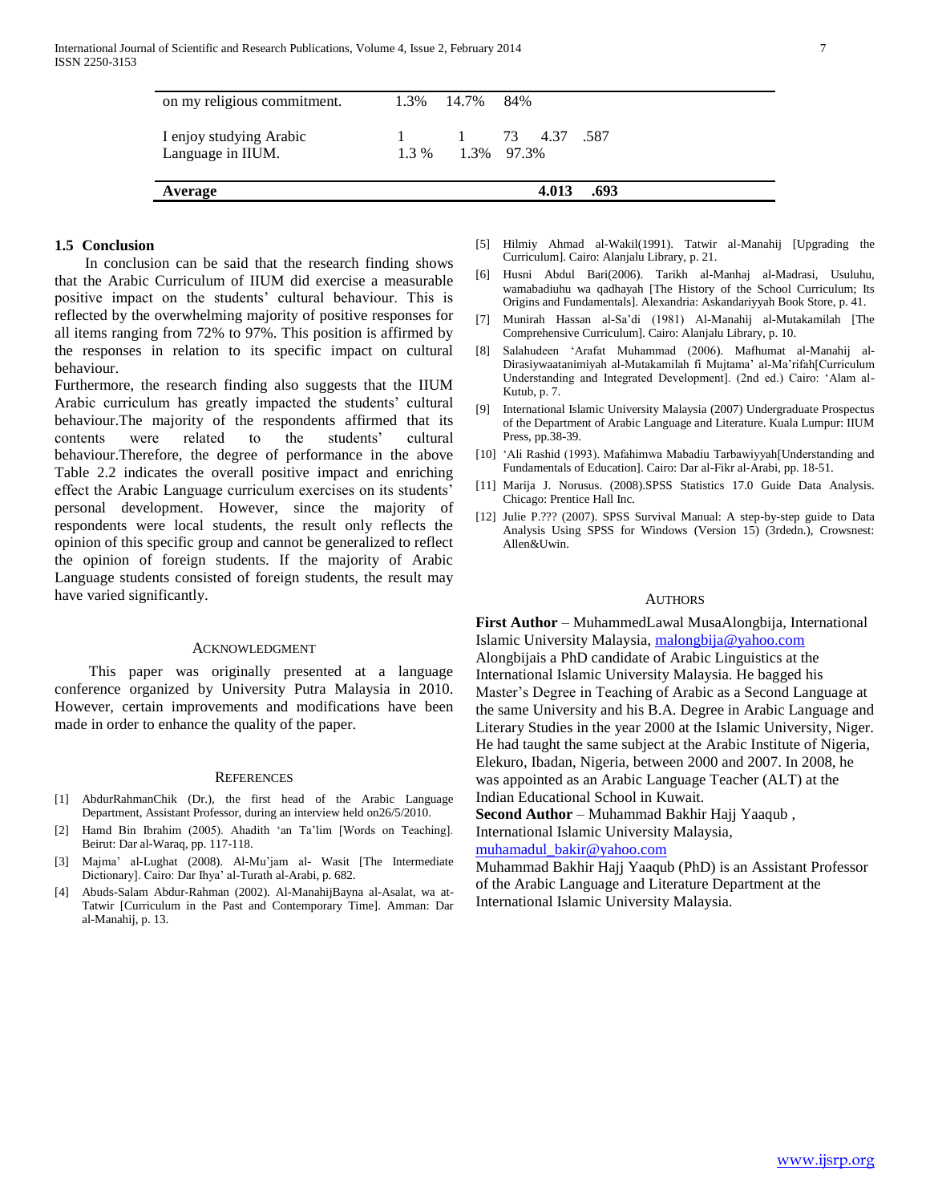| | | | | | |
|---|---|---|---|---|---|
| on my religious commitment. | 1.3% | 14.7% | 84% | | |
| I enjoy studying Arabic Language in IIUM. | 1<br>1.3 % | 1<br>1.3% | 73<br>97.3% | 4.37 | .587 |
| **Average** | | | | **4.013** | **.693** |

## 1.5 Conclusion

In conclusion can be said that the research finding shows that the Arabic Curriculum of IIUM did exercise a measurable positive impact on the students' cultural behaviour. This is reflected by the overwhelming majority of positive responses for all items ranging from 72% to 97%. This position is affirmed by the responses in relation to its specific impact on cultural behaviour.

Furthermore, the research finding also suggests that the IIUM Arabic curriculum has greatly impacted the students' cultural behaviour.The majority of the respondents affirmed that its contents were related to the students' cultural behaviour.Therefore, the degree of performance in the above Table 2.2 indicates the overall positive impact and enriching effect the Arabic Language curriculum exercises on its students' personal development. However, since the majority of respondents were local students, the result only reflects the opinion of this specific group and cannot be generalized to reflect the opinion of foreign students. If the majority of Arabic Language students consisted of foreign students, the result may have varied significantly.

### ACKNOWLEDGMENT

This paper was originally presented at a language conference organized by University Putra Malaysia in 2010. However, certain improvements and modifications have been made in order to enhance the quality of the paper.

### REFERENCES

[1] AbdurRahmanChik (Dr.), the first head of the Arabic Language Department, Assistant Professor, during an interview held on26/5/2010.

[2] Hamd Bin Ibrahim (2005). Ahadith 'an Ta'lim [Words on Teaching]. Beirut: Dar al-Waraq, pp. 117-118.

[3] Majma' al-Lughat (2008). Al-Mu'jam al- Wasit [The Intermediate Dictionary]. Cairo: Dar Ihya' al-Turath al-Arabi, p. 682.

[4] Abuds-Salam Abdur-Rahman (2002). Al-ManahijBayna al-Asalat, wa at-Tatwir [Curriculum in the Past and Contemporary Time]. Amman: Dar al-Manahij, p. 13.

[5] Hilmiy Ahmad al-Wakil(1991). Tatwir al-Manahij [Upgrading the Curriculum]. Cairo: Alanjalu Library, p. 21.

[6] Husni Abdul Bari(2006). Tarikh al-Manhaj al-Madrasi, Usuluhu, wamabadiuhu wa qadhayah [The History of the School Curriculum; Its Origins and Fundamentals]. Alexandria: Askandariyyah Book Store, p. 41.

[7] Munirah Hassan al-Sa'di (1981) Al-Manahij al-Mutakamilah [The Comprehensive Curriculum]. Cairo: Alanjalu Library, p. 10.

[8] Salahudeen 'Arafat Muhammad (2006). Mafhumat al-Manahij al-Dirasiywaatanimiyah al-Mutakamilah fi Mujtama' al-Ma'rifah[Curriculum Understanding and Integrated Development]. (2nd ed.) Cairo: 'Alam al-Kutub, p. 7.

[9] International Islamic University Malaysia (2007) Undergraduate Prospectus of the Department of Arabic Language and Literature. Kuala Lumpur: IIUM Press, pp.38-39.

[10] 'Ali Rashid (1993). Mafahimwa Mabadiu Tarbawiyyah[Understanding and Fundamentals of Education]. Cairo: Dar al-Fikr al-Arabi, pp. 18-51.

[11] Marija J. Norusus. (2008).SPSS Statistics 17.0 Guide Data Analysis. Chicago: Prentice Hall Inc.

[12] Julie P.??? (2007). SPSS Survival Manual: A step-by-step guide to Data Analysis Using SPSS for Windows (Version 15) (3rdedn.), Crowsnest: Allen&Uwin.

### AUTHORS

**First Author** – MuhammedLawal MusaAlongbija, International Islamic University Malaysia, malongbija@yahoo.com

Alongbijais a PhD candidate of Arabic Linguistics at the International Islamic University Malaysia. He bagged his Master's Degree in Teaching of Arabic as a Second Language at the same University and his B.A. Degree in Arabic Language and Literary Studies in the year 2000 at the Islamic University, Niger. He had taught the same subject at the Arabic Institute of Nigeria, Elekuro, Ibadan, Nigeria, between 2000 and 2007. In 2008, he was appointed as an Arabic Language Teacher (ALT) at the Indian Educational School in Kuwait.

**Second Author** – Muhammad Bakhir Hajj Yaaqub , International Islamic University Malaysia, muhamadul_bakir@yahoo.com

Muhammad Bakhir Hajj Yaaqub (PhD) is an Assistant Professor of the Arabic Language and Literature Department at the International Islamic University Malaysia.